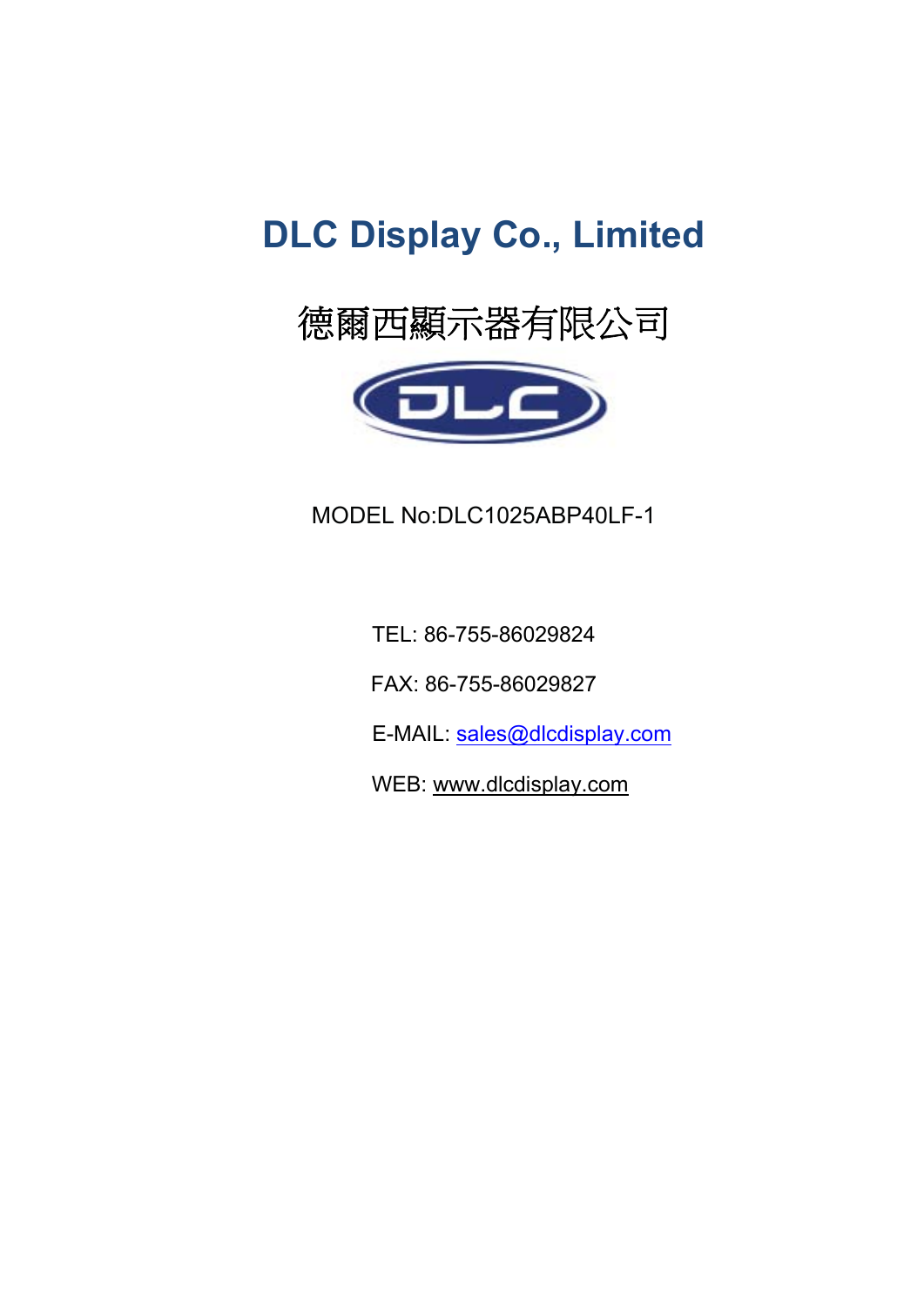# DLC Display Co., Limited

德爾西顯示器有限公司

MODEL No:DLC1025ABP40LF-1

TEL: 86-755-86029824

FAX: 86-755-86029827

E-MAIL: sales@dlcdisplay.com

WEB: www.dlcdisplay.com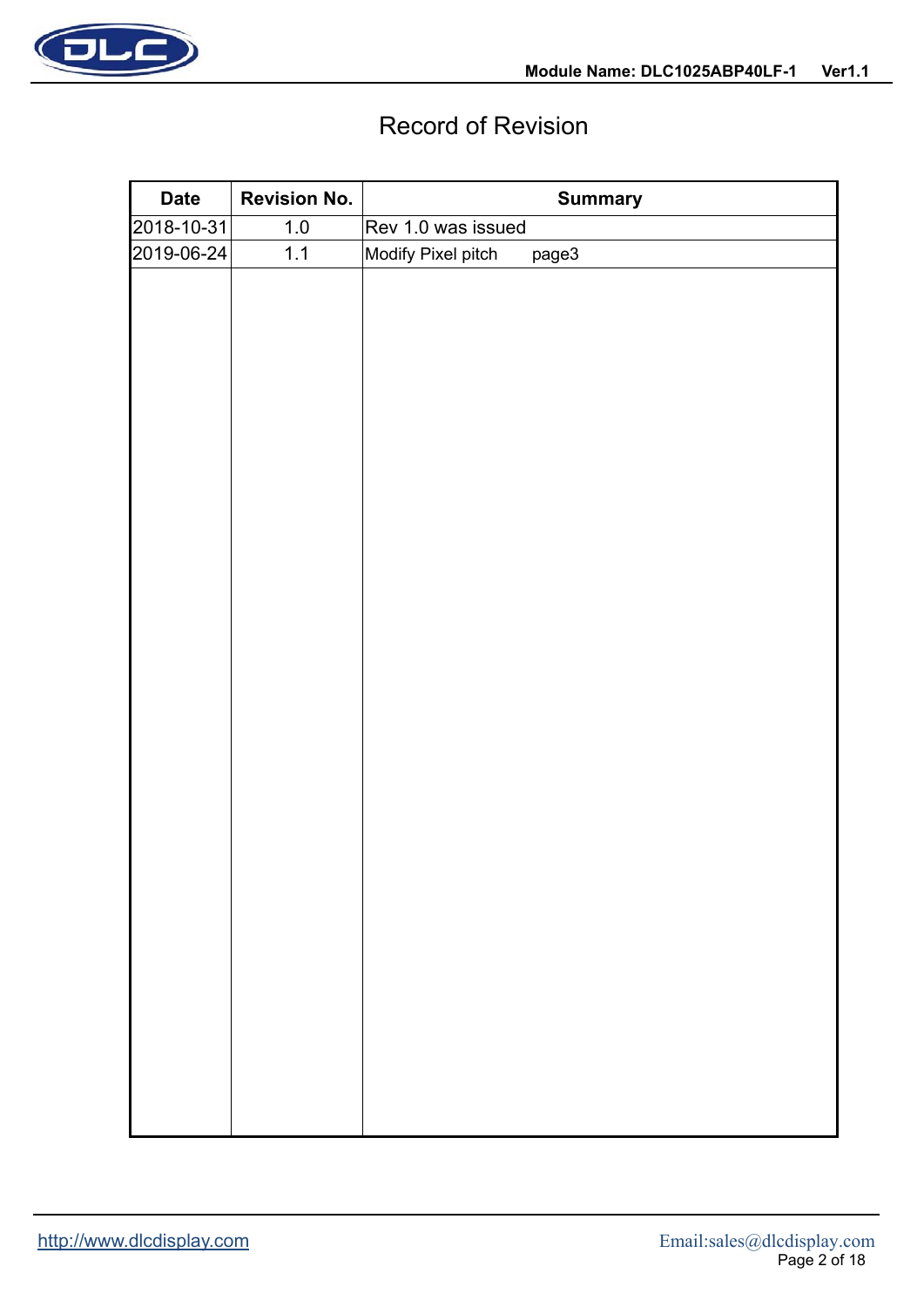# Record of Revision

| Date | Revision No. | Summary |
|---|---|---|
| 2018-10-31 | 1.0 | Rev 1.0 was issued |
| 2019-06-24 | 1.1 | Modify Pixel pitch page3 |

http://www.dlcdisplay.com

Email:sales@dlcdisplay.com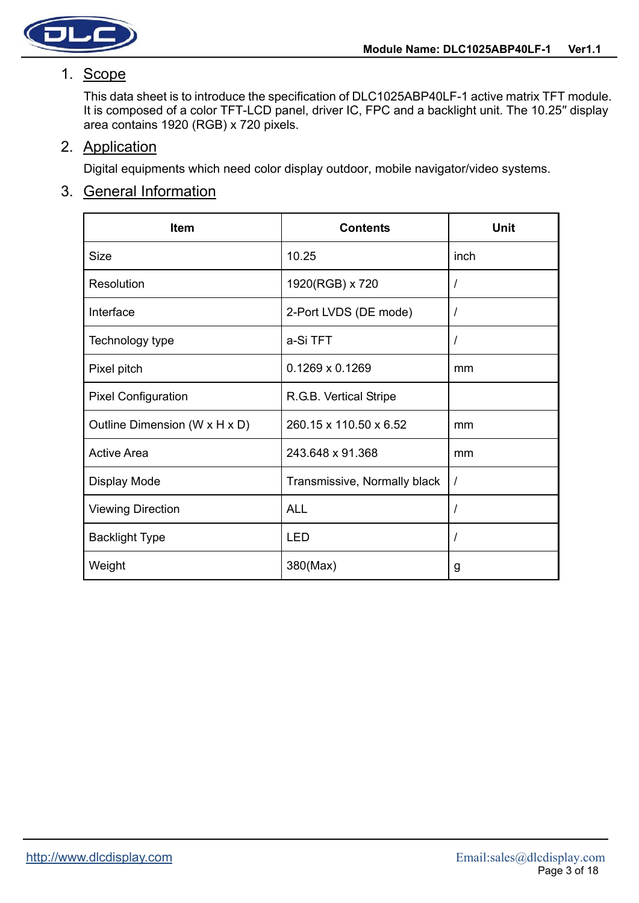## 1. Scope

This data sheet is to introduce the specification of DLC1025ABP40LF-1 active matrix TFT module. It is composed of a color TFT-LCD panel, driver IC, FPC and a backlight unit. The 10.25″ display area contains 1920 (RGB) x 720 pixels.

## 2. Application

Digital equipments which need color display outdoor, mobile navigator/video systems.

## 3. General Information

| Item | Contents | Unit |
|---|---|---|
| Size | 10.25 | inch |
| Resolution | 1920(RGB) x 720 | / |
| Interface | 2-Port LVDS (DE mode) | / |
| Technology type | a-Si TFT | / |
| Pixel pitch | 0.1269 x 0.1269 | mm |
| Pixel Configuration | R.G.B. Vertical Stripe | |
| Outline Dimension (W x H x D) | 260.15 x 110.50 x 6.52 | mm |
| Active Area | 243.648 x 91.368 | mm |
| Display Mode | Transmissive, Normally black | / |
| Viewing Direction | ALL | / |
| Backlight Type | LED | / |
| Weight | 380(Max) | g |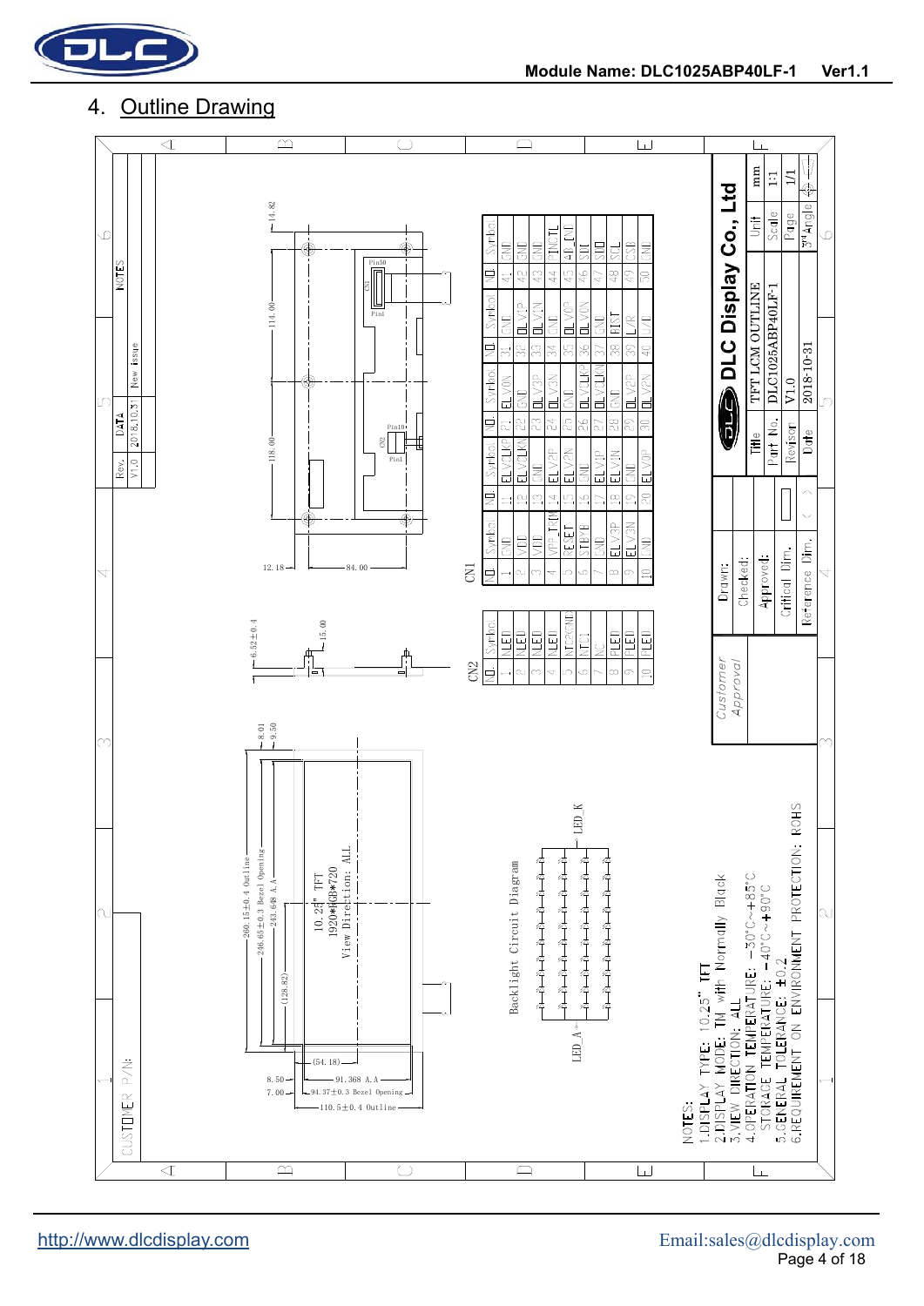## 4. Outline Drawing

**CN1**

| NO. | Symbol | NO. | Symbol | NO. | Symbol | NO. | Symbol | NO. | Symbol |
|---|---|---|---|---|---|---|---|---|---|
| 1 | GND | 11 | EL_VCLKP | 21 | EL_VON | 31 | GND | 41 | GND |
| 2 | VCD | 12 | EL_VCLKN | 22 | GND | 32 | DL_VIP | 42 | GND |
| 3 | VDD | 13 | GND | 23 | DL_V3P | 33 | DL_VIN | 43 | GND |
| 4 | VPP_T_IN | 14 | EL_V2P | 24 | DL_V3N | 34 | GND | 44 | PINCTL |
| 5 | RESET | 15 | EL_V2N | 25 | GND | 35 | DL_VOP | 45 | AB_END |
| 6 | STBYB | 16 | GND | 26 | DL_VCLKP | 36 | DL_VON | 46 | SDI |
| 7 | GND | 17 | EL_VIP | 27 | DL_VCLKN | 37 | GND | 47 | SDO |
| 8 | EL_V3P | 18 | EL_VIN | 28 | GND | 38 | BIST | 48 | SCL |
| 9 | EL_V3N | 19 | GND | 29 | DL_V2P | 39 | L/R | 49 | CSB |
| 10 | GND | 20 | EL_VOP | 30 | DL_V2N | 40 | U/D | 50 | GND |

**CN2**

| NO. | Symbol |
|---|---|
| 1 | NLED |
| 2 | NLED |
| 3 | NLED |
| 4 | NLED |
| 5 | NTC2(GND) |
| 6 | NTC1 |
| 7 | NC |
| 8 | PLED |
| 9 | PLED |
| 10 | PLED |

Backlight Circuit Diagram (LED_A, LED_K)

10.25" TFT
1920*RGB*720
View Direction: ALL

Dimensions: 260.15±0.4 Outline; 246.65±0.3 Bezel Opening; 243.648 A.A; (128.82); 110.5±0.4 Outline; 94.37±0.3 Bezel Opening; 91.368 A.A; (54.18); 8.50; 7.00; 8.01; 9.50; 6.52±0.4; 15.00; 12.18; 84.00; 118.00; 114.00; 14.82

| Rev. | DATA | NOTES |
|---|---|---|
| V1.0 | 2018.10.31 | New issue |

CUSTOMER P/N:

NOTES:
1. DISPLAY TYPE: 10.25" TFT
2. DISPLAY MODE: TM with Normally Black
3. VIEW DIRECTION: ALL
4. OPERATION TEMPERATURE: -30°C~+85°C
   STORAGE TEMPERATURE: -40°C~+90°C
5. GENERAL TOLERANCE: ±0.2
6. REQUIREMENT ON ENVIRONMENT PROTECTION: ROHS

**DLC Display Co., Ltd**

| | | | |
|---|---|---|---|
| Title | TFT LCM OUTLINE | Unit | mm |
| Part No. | DLC1025ABP40LF-1 | Scale | 1:1 |
| Revisor | V1.0 | Page | 1/1 |
| Date | 2018-10-31 | 3rd Angle | |

Customer Approval — Drawn: / Checked: / Approved: / Critical Dim. / Reference Dim.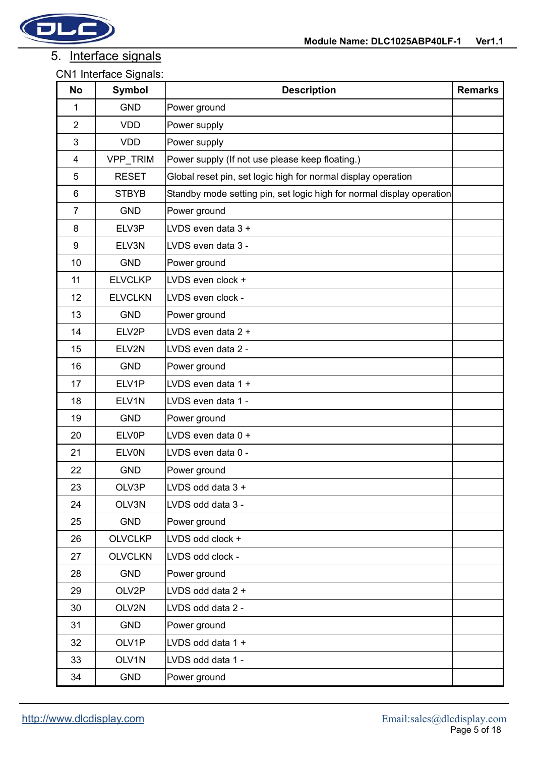## 5. Interface signals

CN1 Interface Signals:

| No | Symbol | Description | Remarks |
|---|---|---|---|
| 1 | GND | Power ground | |
| 2 | VDD | Power supply | |
| 3 | VDD | Power supply | |
| 4 | VPP_TRIM | Power supply (If not use please keep floating.) | |
| 5 | RESET | Global reset pin, set logic high for normal display operation | |
| 6 | STBYB | Standby mode setting pin, set logic high for normal display operation | |
| 7 | GND | Power ground | |
| 8 | ELV3P | LVDS even data 3 + | |
| 9 | ELV3N | LVDS even data 3 - | |
| 10 | GND | Power ground | |
| 11 | ELVCLKP | LVDS even clock + | |
| 12 | ELVCLKN | LVDS even clock - | |
| 13 | GND | Power ground | |
| 14 | ELV2P | LVDS even data 2 + | |
| 15 | ELV2N | LVDS even data 2 - | |
| 16 | GND | Power ground | |
| 17 | ELV1P | LVDS even data 1 + | |
| 18 | ELV1N | LVDS even data 1 - | |
| 19 | GND | Power ground | |
| 20 | ELV0P | LVDS even data 0 + | |
| 21 | ELV0N | LVDS even data 0 - | |
| 22 | GND | Power ground | |
| 23 | OLV3P | LVDS odd data 3 + | |
| 24 | OLV3N | LVDS odd data 3 - | |
| 25 | GND | Power ground | |
| 26 | OLVCLKP | LVDS odd clock + | |
| 27 | OLVCLKN | LVDS odd clock - | |
| 28 | GND | Power ground | |
| 29 | OLV2P | LVDS odd data 2 + | |
| 30 | OLV2N | LVDS odd data 2 - | |
| 31 | GND | Power ground | |
| 32 | OLV1P | LVDS odd data 1 + | |
| 33 | OLV1N | LVDS odd data 1 - | |
| 34 | GND | Power ground | |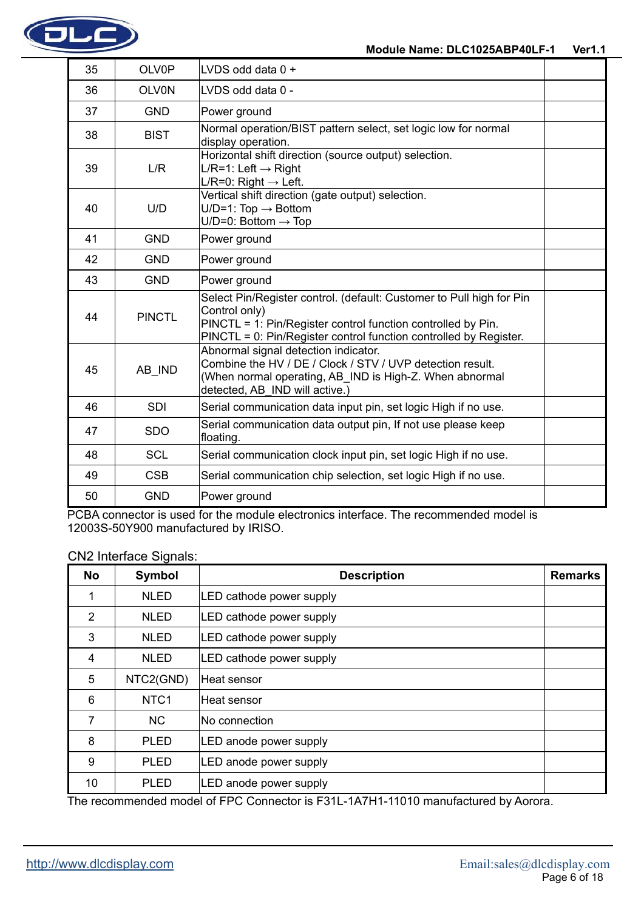| 35 | OLV0P | LVDS odd data 0 + | |
|---|---|---|---|
| 36 | OLV0N | LVDS odd data 0 - | |
| 37 | GND | Power ground | |
| 38 | BIST | Normal operation/BIST pattern select, set logic low for normal display operation. | |
| 39 | L/R | Horizontal shift direction (source output) selection.<br>L/R=1: Left → Right<br>L/R=0: Right → Left. | |
| 40 | U/D | Vertical shift direction (gate output) selection.<br>U/D=1: Top → Bottom<br>U/D=0: Bottom → Top | |
| 41 | GND | Power ground | |
| 42 | GND | Power ground | |
| 43 | GND | Power ground | |
| 44 | PINCTL | Select Pin/Register control. (default: Customer to Pull high for Pin Control only)<br>PINCTL = 1: Pin/Register control function controlled by Pin.<br>PINCTL = 0: Pin/Register control function controlled by Register. | |
| 45 | AB_IND | Abnormal signal detection indicator.<br>Combine the HV / DE / Clock / STV / UVP detection result.<br>(When normal operating, AB_IND is High-Z. When abnormal detected, AB_IND will active.) | |
| 46 | SDI | Serial communication data input pin, set logic High if no use. | |
| 47 | SDO | Serial communication data output pin, If not use please keep floating. | |
| 48 | SCL | Serial communication clock input pin, set logic High if no use. | |
| 49 | CSB | Serial communication chip selection, set logic High if no use. | |
| 50 | GND | Power ground | |

PCBA connector is used for the module electronics interface. The recommended model is 12003S-50Y900 manufactured by IRISO.

CN2 Interface Signals:

| No | Symbol | Description | Remarks |
|---|---|---|---|
| 1 | NLED | LED cathode power supply | |
| 2 | NLED | LED cathode power supply | |
| 3 | NLED | LED cathode power supply | |
| 4 | NLED | LED cathode power supply | |
| 5 | NTC2(GND) | Heat sensor | |
| 6 | NTC1 | Heat sensor | |
| 7 | NC | No connection | |
| 8 | PLED | LED anode power supply | |
| 9 | PLED | LED anode power supply | |
| 10 | PLED | LED anode power supply | |

The recommended model of FPC Connector is F31L-1A7H1-11010 manufactured by Aorora.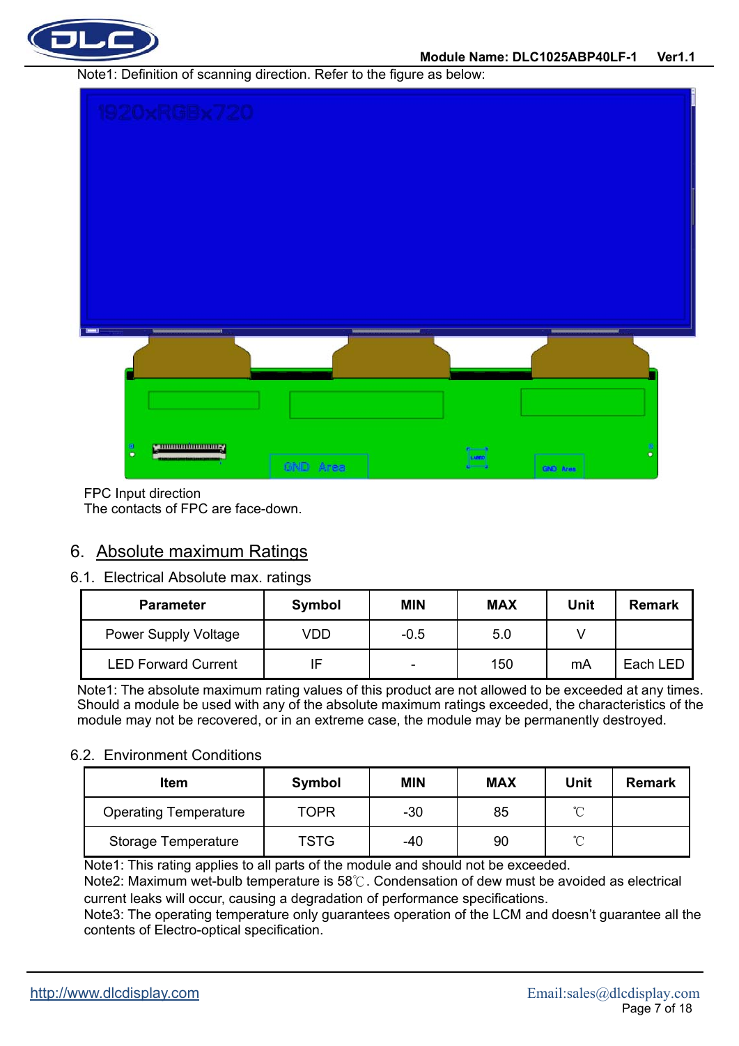Note1: Definition of scanning direction. Refer to the figure as below:

FPC Input direction
The contacts of FPC are face-down.

## 6. Absolute maximum Ratings

### 6.1. Electrical Absolute max. ratings

| Parameter | Symbol | MIN | MAX | Unit | Remark |
|---|---|---|---|---|---|
| Power Supply Voltage | VDD | -0.5 | 5.0 | V | |
| LED Forward Current | IF | - | 150 | mA | Each LED |

Note1: The absolute maximum rating values of this product are not allowed to be exceeded at any times. Should a module be used with any of the absolute maximum ratings exceeded, the characteristics of the module may not be recovered, or in an extreme case, the module may be permanently destroyed.

### 6.2. Environment Conditions

| Item | Symbol | MIN | MAX | Unit | Remark |
|---|---|---|---|---|---|
| Operating Temperature | TOPR | -30 | 85 | ℃ | |
| Storage Temperature | TSTG | -40 | 90 | ℃ | |

Note1: This rating applies to all parts of the module and should not be exceeded.
Note2: Maximum wet-bulb temperature is 58℃. Condensation of dew must be avoided as electrical current leaks will occur, causing a degradation of performance specifications.
Note3: The operating temperature only guarantees operation of the LCM and doesn't guarantee all the contents of Electro-optical specification.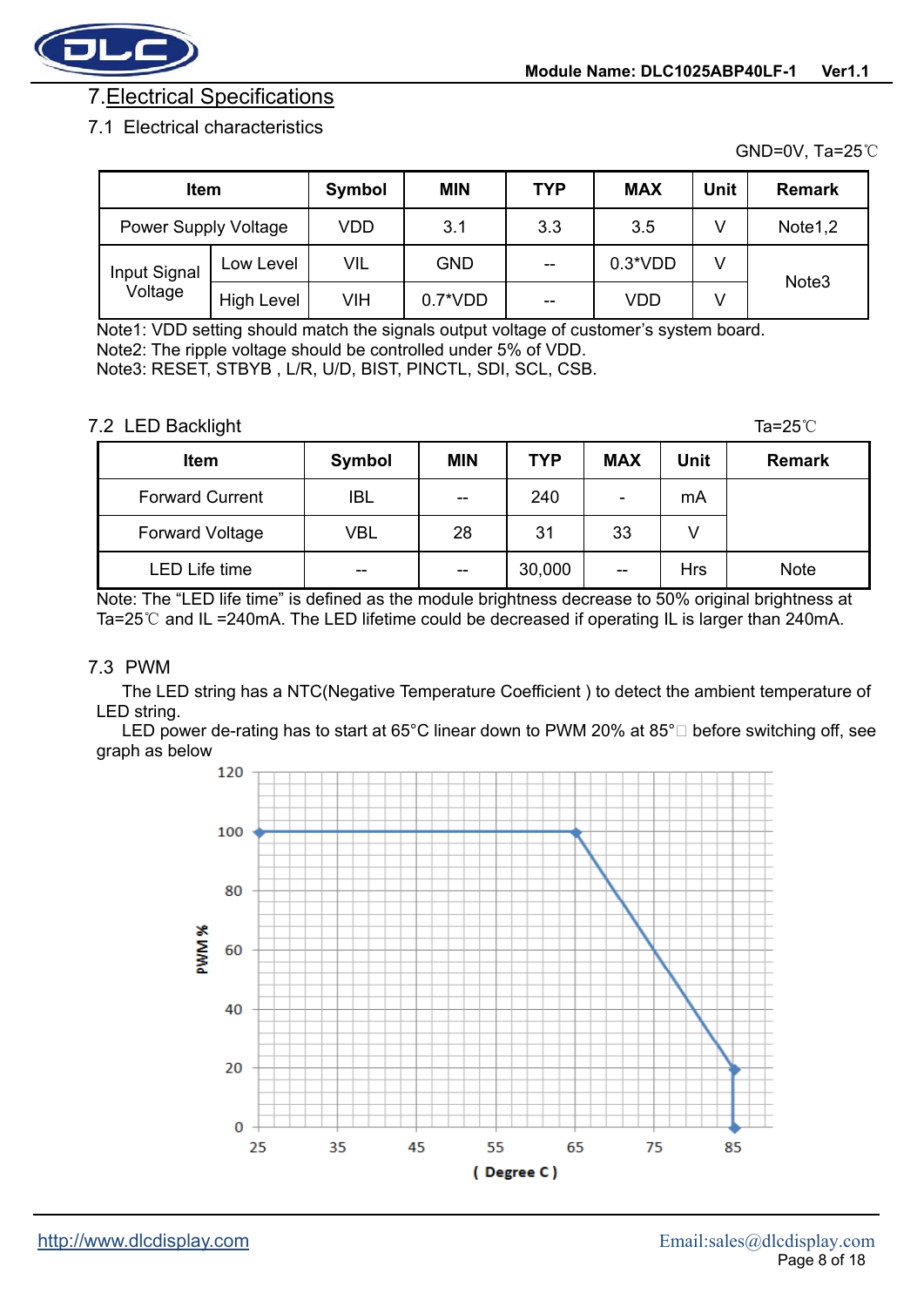## 7. Electrical Specifications

### 7.1 Electrical characteristics

GND=0V, Ta=25℃

| Item | | Symbol | MIN | TYP | MAX | Unit | Remark |
|---|---|---|---|---|---|---|---|
| Power Supply Voltage | | VDD | 3.1 | 3.3 | 3.5 | V | Note1,2 |
| Input Signal Voltage | Low Level | VIL | GND | -- | 0.3*VDD | V | Note3 |
| | High Level | VIH | 0.7*VDD | -- | VDD | V | |

Note1: VDD setting should match the signals output voltage of customer's system board.
Note2: The ripple voltage should be controlled under 5% of VDD.
Note3: RESET, STBYB , L/R, U/D, BIST, PINCTL, SDI, SCL, CSB.

### 7.2 LED Backlight

Ta=25℃

| Item | Symbol | MIN | TYP | MAX | Unit | Remark |
|---|---|---|---|---|---|---|
| Forward Current | IBL | -- | 240 | - | mA | |
| Forward Voltage | VBL | 28 | 31 | 33 | V | |
| LED Life time | -- | -- | 30,000 | -- | Hrs | Note |

Note: The "LED life time" is defined as the module brightness decrease to 50% original brightness at Ta=25℃ and IL =240mA. The LED lifetime could be decreased if operating IL is larger than 240mA.

### 7.3 PWM

The LED string has a NTC(Negative Temperature Coefficient ) to detect the ambient temperature of LED string.

LED power de-rating has to start at 65°C linear down to PWM 20% at 85° before switching off, see graph as below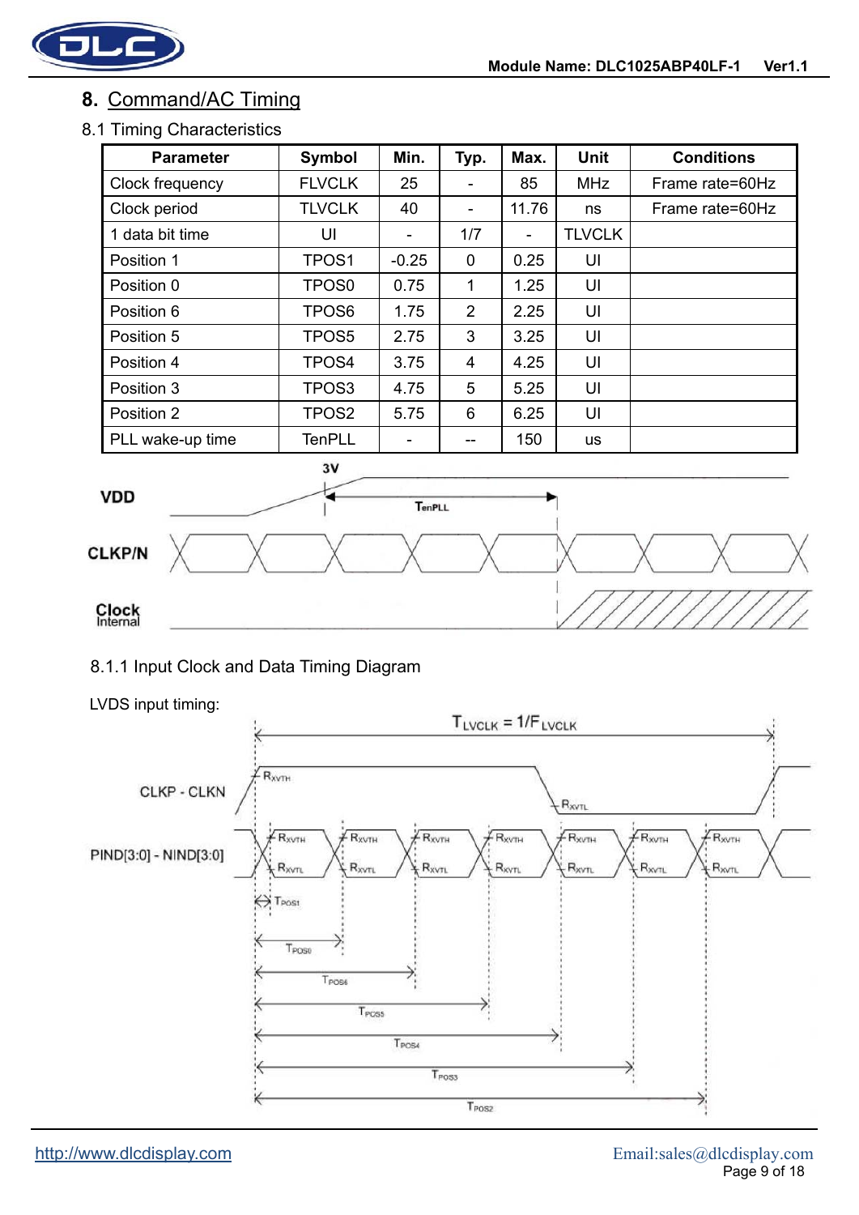# 8. Command/AC Timing

## 8.1 Timing Characteristics

| Parameter | Symbol | Min. | Typ. | Max. | Unit | Conditions |
|---|---|---|---|---|---|---|
| Clock frequency | FLVCLK | 25 | - | 85 | MHz | Frame rate=60Hz |
| Clock period | TLVCLK | 40 | - | 11.76 | ns | Frame rate=60Hz |
| 1 data bit time | UI | - | 1/7 | - | TLVCLK | |
| Position 1 | TPOS1 | -0.25 | 0 | 0.25 | UI | |
| Position 0 | TPOS0 | 0.75 | 1 | 1.25 | UI | |
| Position 6 | TPOS6 | 1.75 | 2 | 2.25 | UI | |
| Position 5 | TPOS5 | 2.75 | 3 | 3.25 | UI | |
| Position 4 | TPOS4 | 3.75 | 4 | 4.25 | UI | |
| Position 3 | TPOS3 | 4.75 | 5 | 5.25 | UI | |
| Position 2 | TPOS2 | 5.75 | 6 | 6.25 | UI | |
| PLL wake-up time | TenPLL | - | -- | 150 | us | |

VDD 3V TenPLL

CLKP/N

Clock Internal

### 8.1.1 Input Clock and Data Timing Diagram

LVDS input timing:

$T_{LVCLK} = 1/F_{LVCLK}$

CLKP - CLKN

PIND[3:0] - NIND[3:0]

$R_{XVTH}$ $R_{XVTL}$ $T_{POS1}$ $T_{POS0}$ $T_{POS6}$ $T_{POS5}$ $T_{POS4}$ $T_{POS3}$ $T_{POS2}$

http://www.dlcdisplay.com Email:sales@dlcdisplay.com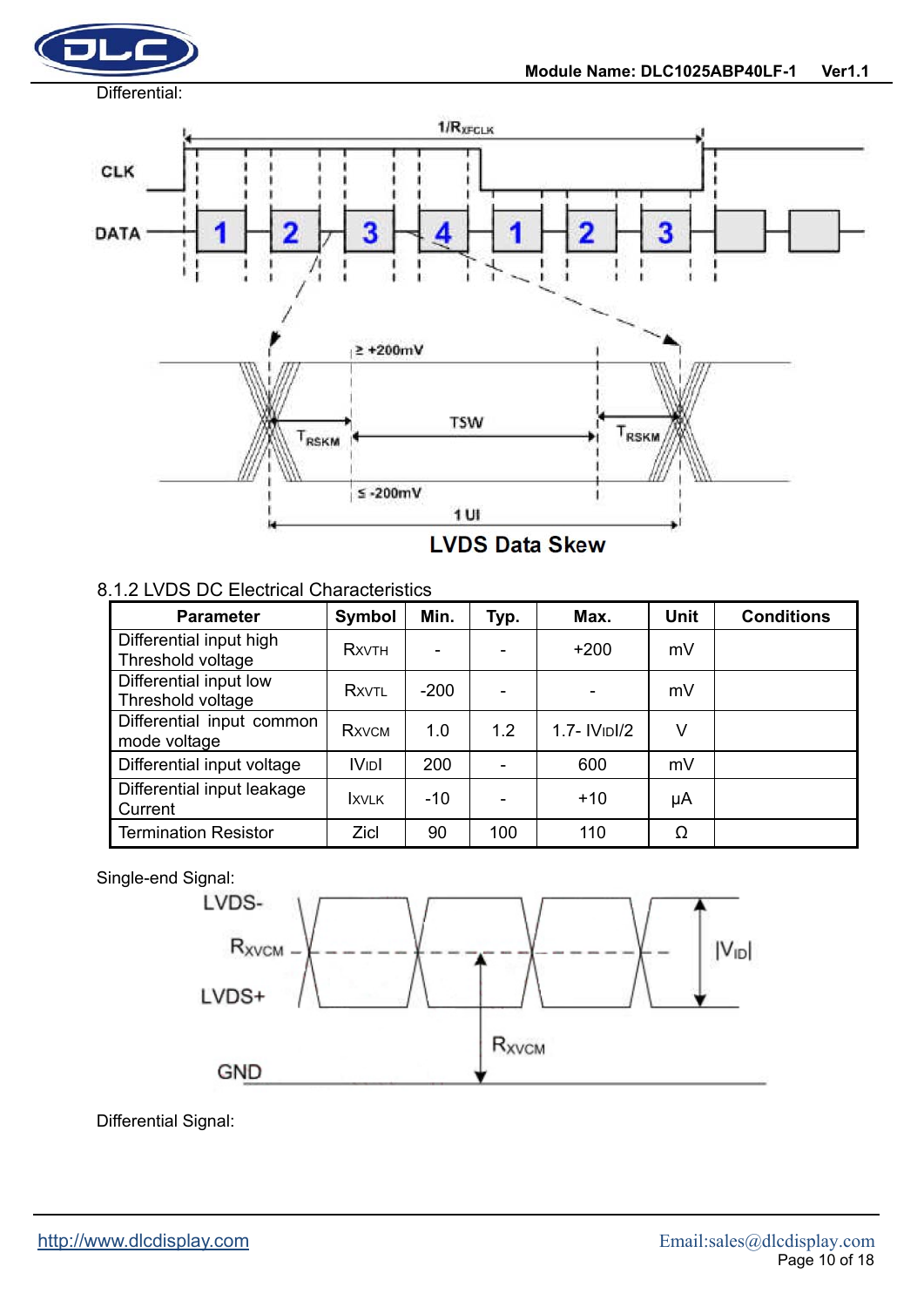Differential:

LVDS Data Skew

8.1.2 LVDS DC Electrical Characteristics

| Parameter | Symbol | Min. | Typ. | Max. | Unit | Conditions |
|---|---|---|---|---|---|---|
| Differential input high Threshold voltage | $R_{XVTH}$ | - | - | +200 | mV | |
| Differential input low Threshold voltage | $R_{XVTL}$ | -200 | - | - | mV | |
| Differential input common mode voltage | $R_{XVCM}$ | 1.0 | 1.2 | 1.7- $\|V_{ID}\|/2$ | V | |
| Differential input voltage | $\|V_{ID}\|$ | 200 | - | 600 | mV | |
| Differential input leakage Current | $I_{XVLK}$ | -10 | - | +10 | μA | |
| Termination Resistor | Zicl | 90 | 100 | 110 | Ω | |

Single-end Signal:

Differential Signal: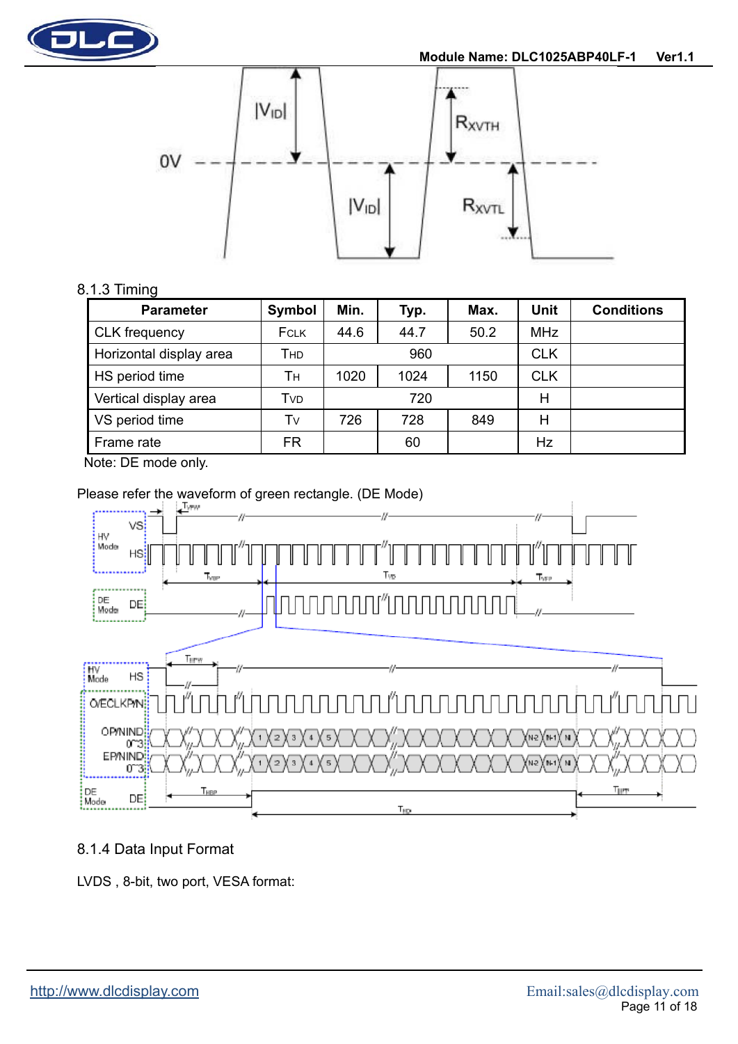### 8.1.3 Timing

| Parameter | Symbol | Min. | Typ. | Max. | Unit | Conditions |
|---|---|---|---|---|---|---|
| CLK frequency | $F_{CLK}$ | 44.6 | 44.7 | 50.2 | MHz | |
| Horizontal display area | $T_{HD}$ | | 960 | | CLK | |
| HS period time | $T_H$ | 1020 | 1024 | 1150 | CLK | |
| Vertical display area | $T_{VD}$ | | 720 | | H | |
| VS period time | $T_V$ | 726 | 728 | 849 | H | |
| Frame rate | FR | | 60 | | Hz | |

Note: DE mode only.

Please refer the waveform of green rectangle. (DE Mode)

### 8.1.4 Data Input Format

LVDS , 8-bit, two port, VESA format: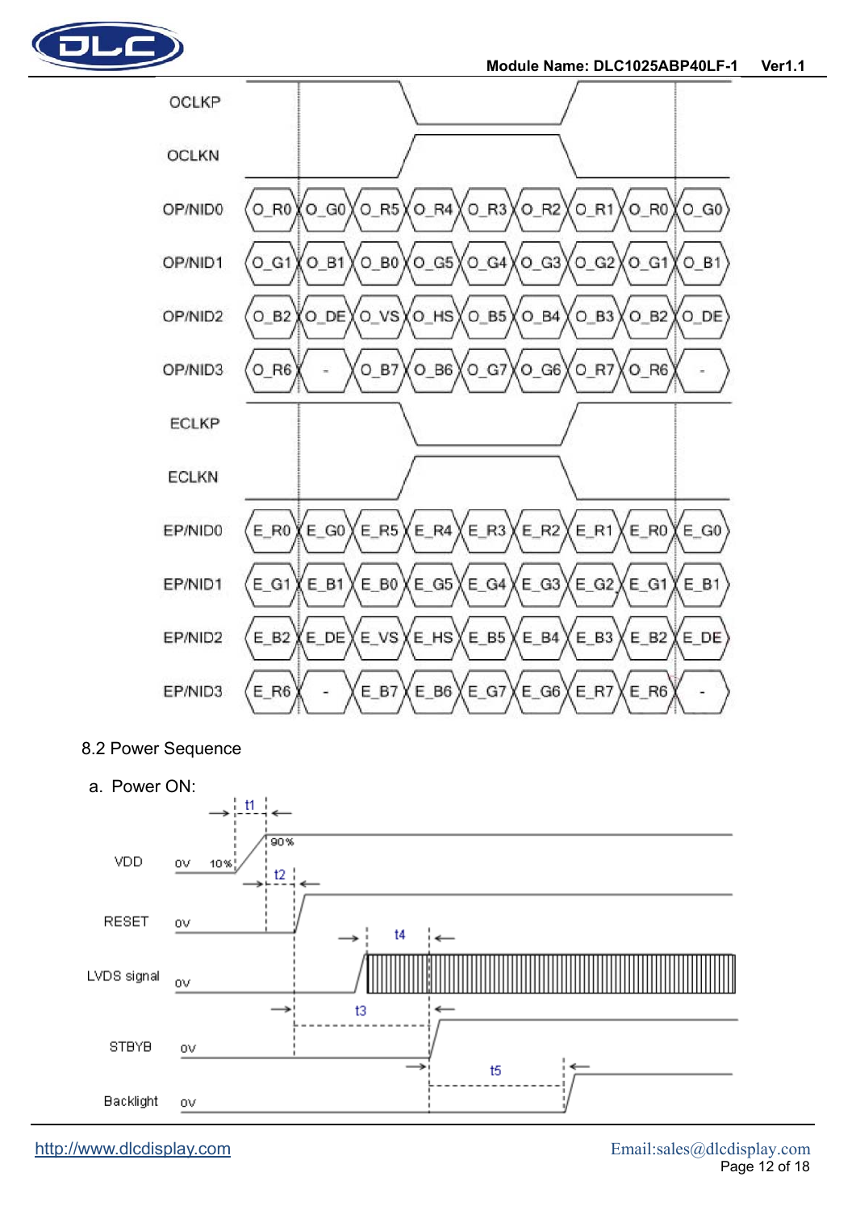| Signal | | | | | | | | | |
|---|---|---|---|---|---|---|---|---|---|
| OP/NID0 | O_R0 | O_G0 | O_R5 | O_R4 | O_R3 | O_R2 | O_R1 | O_R0 | O_G0 |
| OP/NID1 | O_G1 | O_B1 | O_B0 | O_G5 | O_G4 | O_G3 | O_G2 | O_G1 | O_B1 |
| OP/NID2 | O_B2 | O_DE | O_VS | O_HS | O_B5 | O_B4 | O_B3 | O_B2 | O_DE |
| OP/NID3 | O_R6 | - | O_B7 | O_B6 | O_G7 | O_G6 | O_R7 | O_R6 | - |
| EP/NID0 | E_R0 | E_G0 | E_R5 | E_R4 | E_R3 | E_R2 | E_R1 | E_R0 | E_G0 |
| EP/NID1 | E_G1 | E_B1 | E_B0 | E_G5 | E_G4 | E_G3 | E_G2 | E_G1 | E_B1 |
| EP/NID2 | E_B2 | E_DE | E_VS | E_HS | E_B5 | E_B4 | E_B3 | E_B2 | E_DE |
| EP/NID3 | E_R6 | - | E_B7 | E_B6 | E_G7 | E_G6 | E_R7 | E_R6 | - |

(Clock signals: OCLKP, OCLKN, ECLKP, ECLKN)

## 8.2 Power Sequence

a. Power ON:

VDD (0V, 10%, 90%, t1) — RESET (0V, t2) — LVDS signal (0V, t4) — STBYB (0V, t3) — Backlight (0V, t5)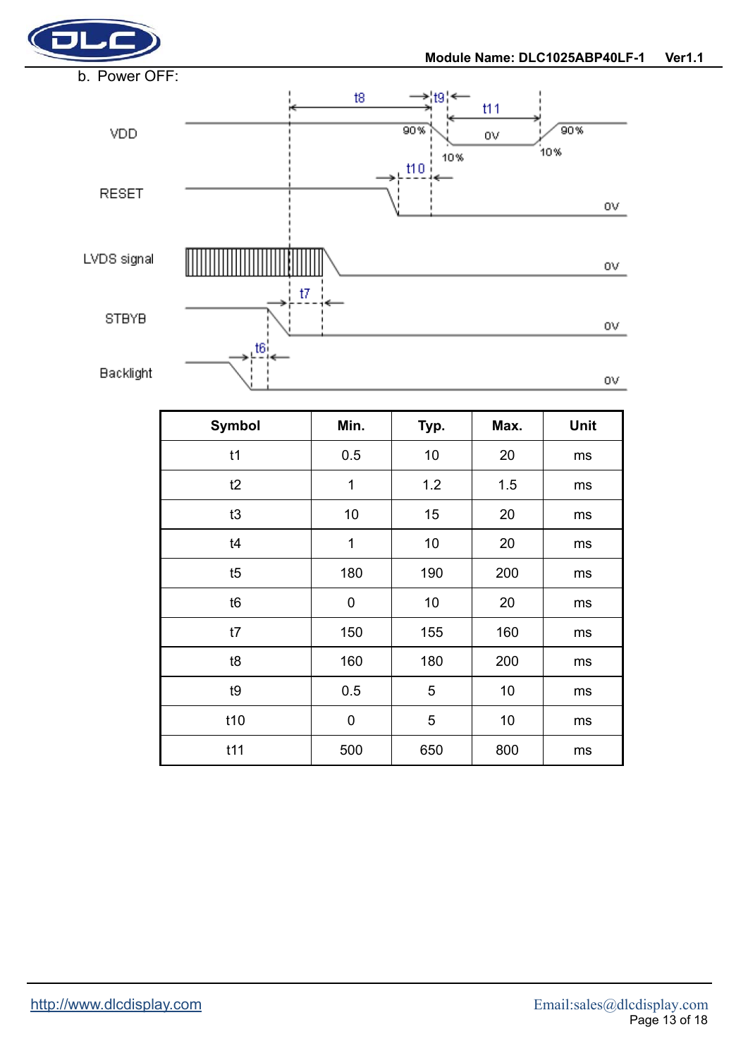b. Power OFF:

| Symbol | Min. | Typ. | Max. | Unit |
| --- | --- | --- | --- | --- |
| t1 | 0.5 | 10 | 20 | ms |
| t2 | 1 | 1.2 | 1.5 | ms |
| t3 | 10 | 15 | 20 | ms |
| t4 | 1 | 10 | 20 | ms |
| t5 | 180 | 190 | 200 | ms |
| t6 | 0 | 10 | 20 | ms |
| t7 | 150 | 155 | 160 | ms |
| t8 | 160 | 180 | 200 | ms |
| t9 | 0.5 | 5 | 10 | ms |
| t10 | 0 | 5 | 10 | ms |
| t11 | 500 | 650 | 800 | ms |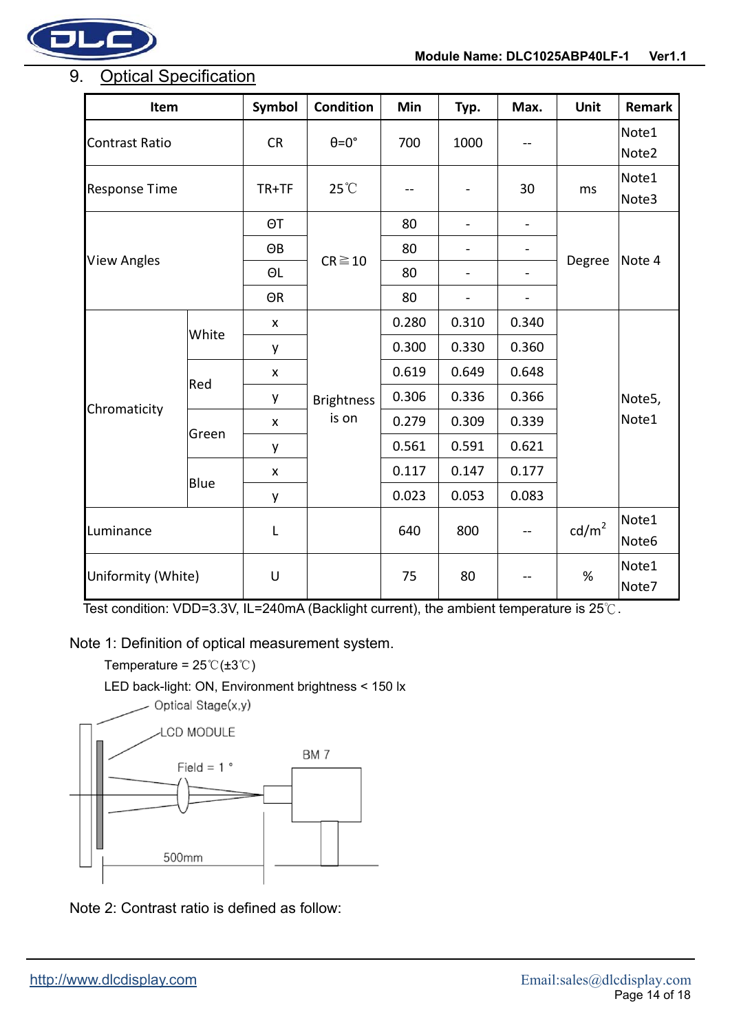## 9. Optical Specification

| Item | | Symbol | Condition | Min | Typ. | Max. | Unit | Remark |
|---|---|---|---|---|---|---|---|---|
| Contrast Ratio | | CR | θ=0° | 700 | 1000 | -- | | Note1 Note2 |
| Response Time | | TR+TF | 25℃ | -- | - | 30 | ms | Note1 Note3 |
| View Angles | | ΘT | CR≧10 | 80 | - | - | Degree | Note 4 |
| | | ΘB | | 80 | - | - | | |
| | | ΘL | | 80 | - | - | | |
| | | ΘR | | 80 | - | - | | |
| Chromaticity | White | x | Brightness is on | 0.280 | 0.310 | 0.340 | | Note5, Note1 |
| | | y | | 0.300 | 0.330 | 0.360 | | |
| | Red | x | | 0.619 | 0.649 | 0.648 | | |
| | | y | | 0.306 | 0.336 | 0.366 | | |
| | Green | x | | 0.279 | 0.309 | 0.339 | | |
| | | y | | 0.561 | 0.591 | 0.621 | | |
| | Blue | x | | 0.117 | 0.147 | 0.177 | | |
| | | y | | 0.023 | 0.053 | 0.083 | | |
| Luminance | | L | | 640 | 800 | -- | cd/m$^2$ | Note1 Note6 |
| Uniformity (White) | | U | | 75 | 80 | -- | % | Note1 Note7 |

Test condition: VDD=3.3V, IL=240mA (Backlight current), the ambient temperature is 25℃.

Note 1: Definition of optical measurement system.

Temperature = 25℃(±3℃)

LED back-light: ON, Environment brightness < 150 lx

Optical Stage(x,y)

LCD MODULE

Field = 1 °

BM 7

500mm

Note 2: Contrast ratio is defined as follow: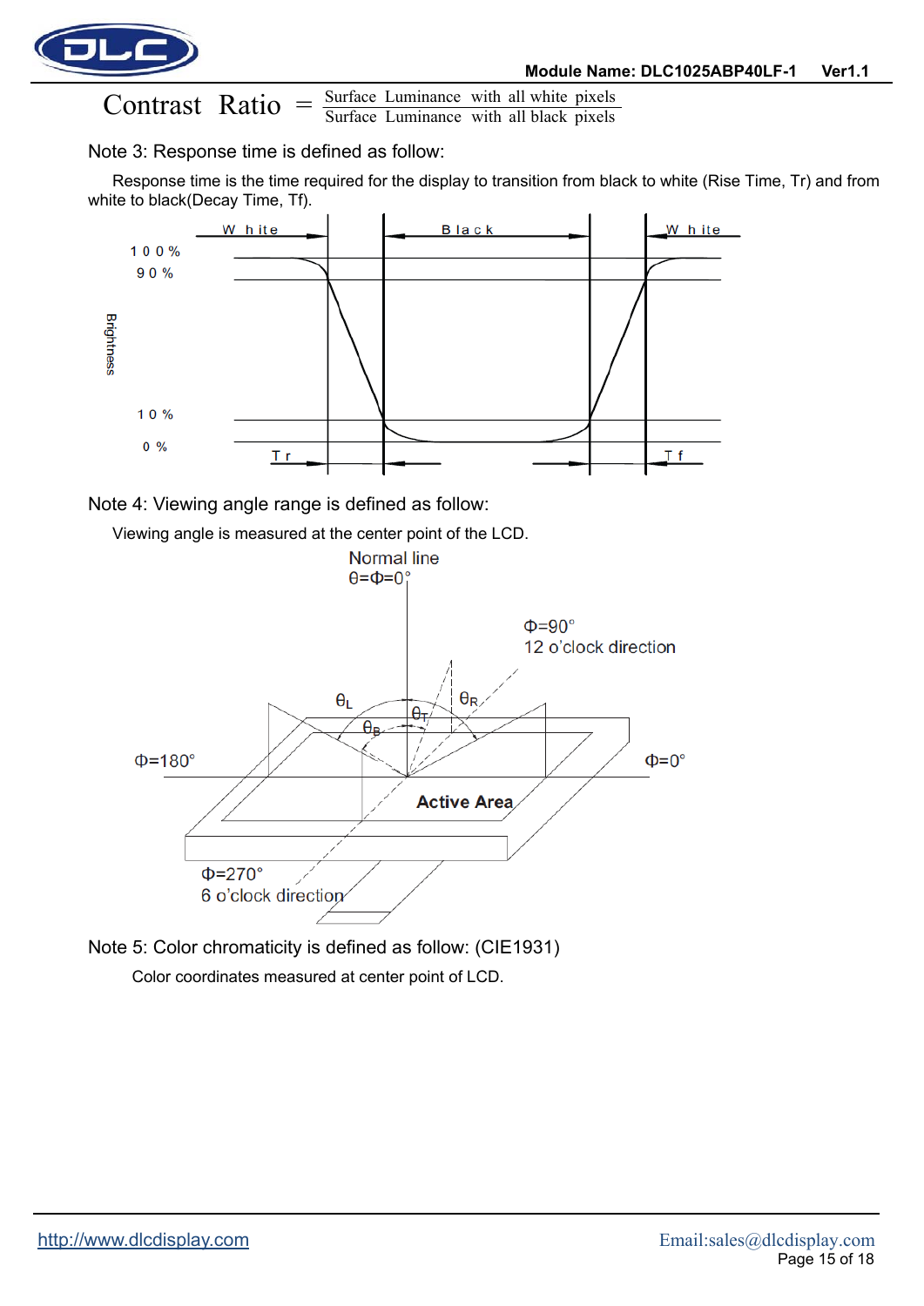$$\text{Contrast Ratio} = \frac{\text{Surface Luminance with all white pixels}}{\text{Surface Luminance with all black pixels}}$$

Note 3: Response time is defined as follow:

Response time is the time required for the display to transition from black to white (Rise Time, Tr) and from white to black(Decay Time, Tf).

Note 4: Viewing angle range is defined as follow:

Viewing angle is measured at the center point of the LCD.

Note 5: Color chromaticity is defined as follow: (CIE1931)

Color coordinates measured at center point of LCD.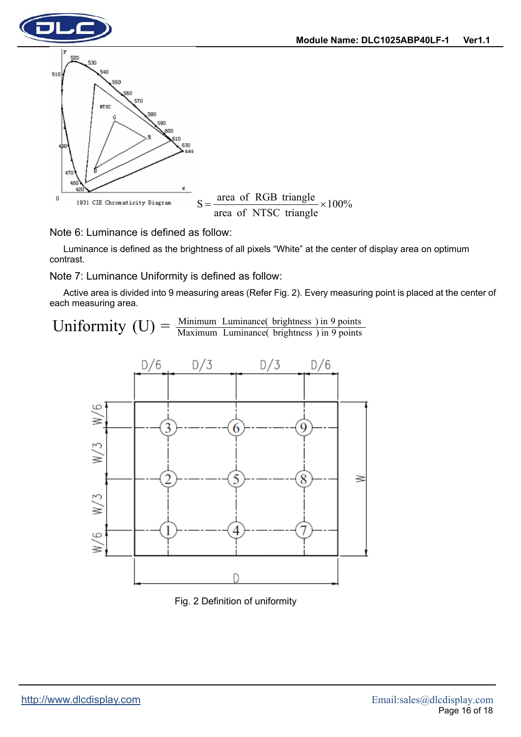$$S = \frac{\text{area of RGB triangle}}{\text{area of NTSC triangle}} \times 100\%$$

Note 6: Luminance is defined as follow:

Luminance is defined as the brightness of all pixels “White” at the center of display area on optimum contrast.

Note 7: Luminance Uniformity is defined as follow:

Active area is divided into 9 measuring areas (Refer Fig. 2). Every measuring point is placed at the center of each measuring area.

$$\text{Uniformity (U)} = \frac{\text{Minimum Luminance( brightness ) in 9 points}}{\text{Maximum Luminance( brightness ) in 9 points}}$$

Fig. 2 Definition of uniformity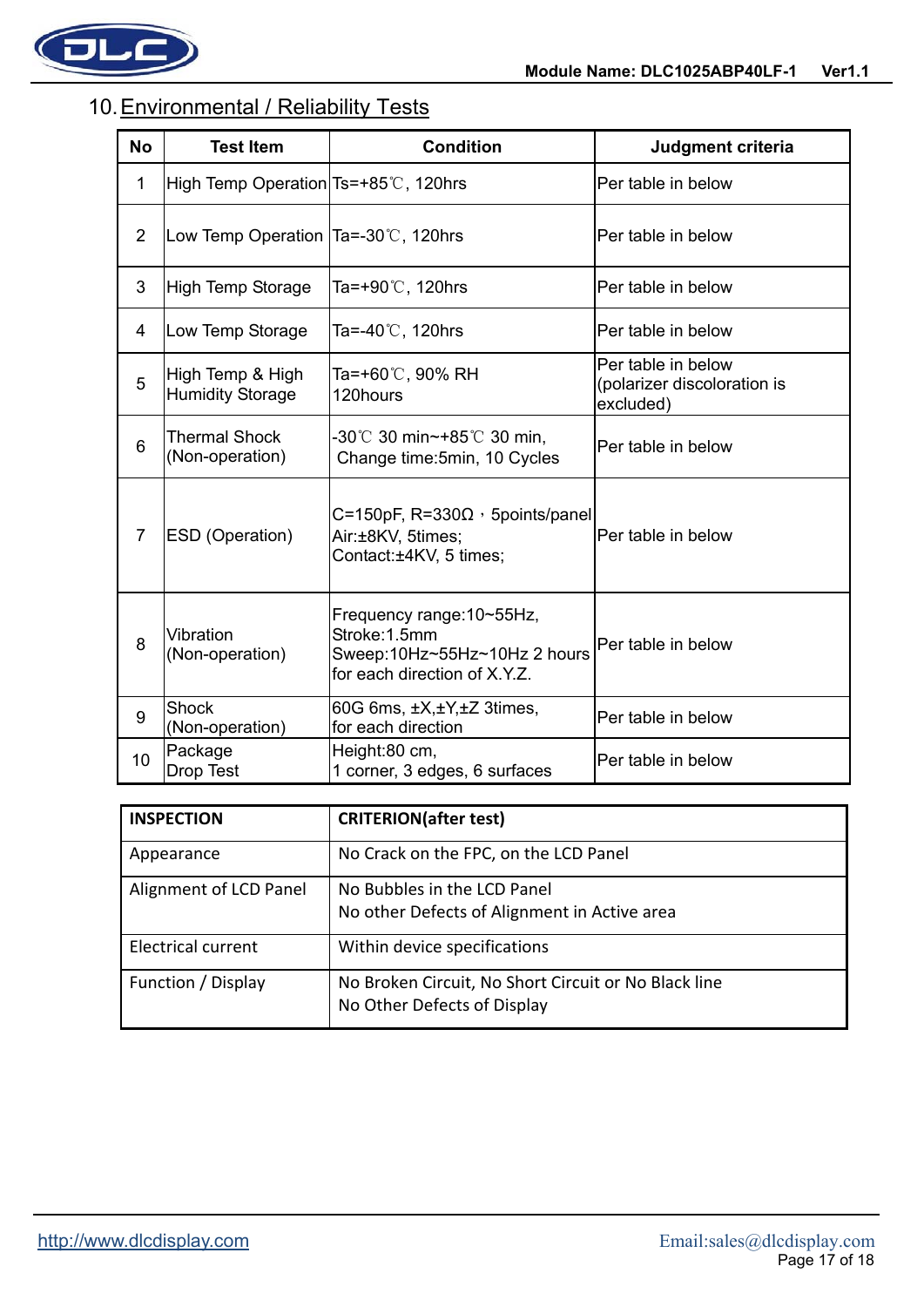## 10. Environmental / Reliability Tests

| No | Test Item | Condition | Judgment criteria |
|---|---|---|---|
| 1 | High Temp Operation | Ts=+85℃, 120hrs | Per table in below |
| 2 | Low Temp Operation | Ta=-30℃, 120hrs | Per table in below |
| 3 | High Temp Storage | Ta=+90℃, 120hrs | Per table in below |
| 4 | Low Temp Storage | Ta=-40℃, 120hrs | Per table in below |
| 5 | High Temp & High Humidity Storage | Ta=+60℃, 90% RH 120hours | Per table in below (polarizer discoloration is excluded) |
| 6 | Thermal Shock (Non-operation) | -30℃ 30 min~+85℃ 30 min, Change time:5min, 10 Cycles | Per table in below |
| 7 | ESD (Operation) | C=150pF, R=330Ω，5points/panel Air:±8KV, 5times; Contact:±4KV, 5 times; | Per table in below |
| 8 | Vibration (Non-operation) | Frequency range:10~55Hz, Stroke:1.5mm Sweep:10Hz~55Hz~10Hz 2 hours for each direction of X.Y.Z. | Per table in below |
| 9 | Shock (Non-operation) | 60G 6ms, ±X,±Y,±Z 3times, for each direction | Per table in below |
| 10 | Package Drop Test | Height:80 cm, 1 corner, 3 edges, 6 surfaces | Per table in below |

| INSPECTION | CRITERION(after test) |
|---|---|
| Appearance | No Crack on the FPC, on the LCD Panel |
| Alignment of LCD Panel | No Bubbles in the LCD Panel<br>No other Defects of Alignment in Active area |
| Electrical current | Within device specifications |
| Function / Display | No Broken Circuit, No Short Circuit or No Black line<br>No Other Defects of Display |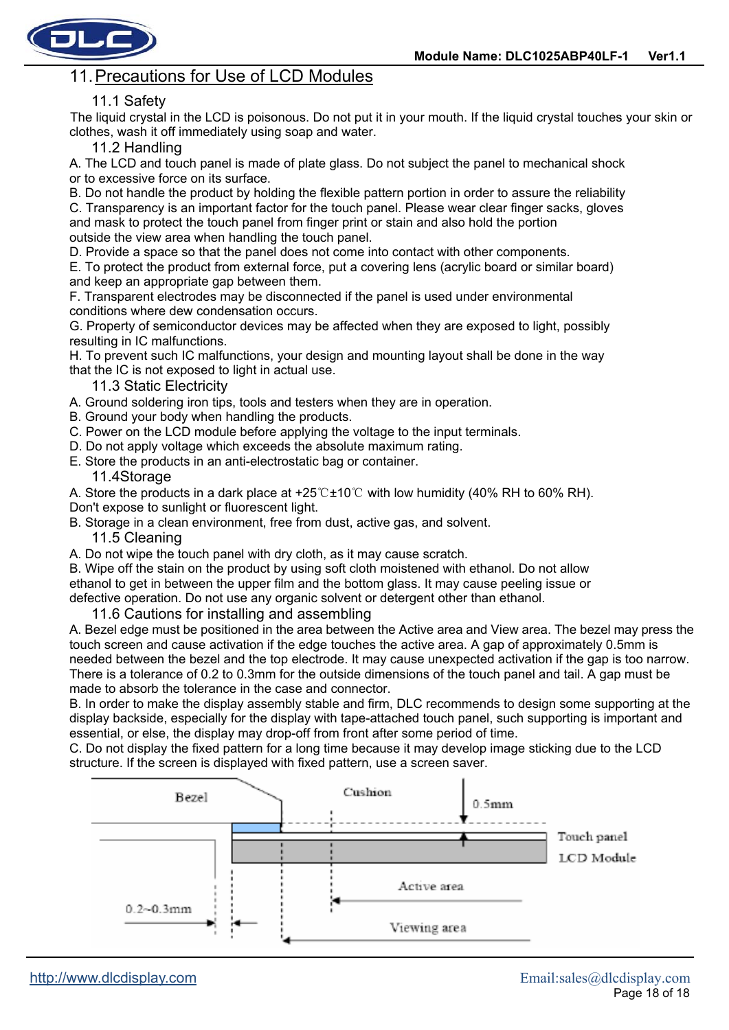# 11. Precautions for Use of LCD Modules

## 11.1 Safety

The liquid crystal in the LCD is poisonous. Do not put it in your mouth. If the liquid crystal touches your skin or clothes, wash it off immediately using soap and water.

## 11.2 Handling

A. The LCD and touch panel is made of plate glass. Do not subject the panel to mechanical shock or to excessive force on its surface.

B. Do not handle the product by holding the flexible pattern portion in order to assure the reliability

C. Transparency is an important factor for the touch panel. Please wear clear finger sacks, gloves and mask to protect the touch panel from finger print or stain and also hold the portion outside the view area when handling the touch panel.

D. Provide a space so that the panel does not come into contact with other components.

E. To protect the product from external force, put a covering lens (acrylic board or similar board) and keep an appropriate gap between them.

F. Transparent electrodes may be disconnected if the panel is used under environmental conditions where dew condensation occurs.

G. Property of semiconductor devices may be affected when they are exposed to light, possibly resulting in IC malfunctions.

H. To prevent such IC malfunctions, your design and mounting layout shall be done in the way that the IC is not exposed to light in actual use.

## 11.3 Static Electricity

A. Ground soldering iron tips, tools and testers when they are in operation.

B. Ground your body when handling the products.

C. Power on the LCD module before applying the voltage to the input terminals.

D. Do not apply voltage which exceeds the absolute maximum rating.

E. Store the products in an anti-electrostatic bag or container.

## 11.4Storage

A. Store the products in a dark place at +25℃±10℃ with low humidity (40% RH to 60% RH). Don't expose to sunlight or fluorescent light.

B. Storage in a clean environment, free from dust, active gas, and solvent.

## 11.5 Cleaning

A. Do not wipe the touch panel with dry cloth, as it may cause scratch.

B. Wipe off the stain on the product by using soft cloth moistened with ethanol. Do not allow ethanol to get in between the upper film and the bottom glass. It may cause peeling issue or defective operation. Do not use any organic solvent or detergent other than ethanol.

## 11.6 Cautions for installing and assembling

A. Bezel edge must be positioned in the area between the Active area and View area. The bezel may press the touch screen and cause activation if the edge touches the active area. A gap of approximately 0.5mm is needed between the bezel and the top electrode. It may cause unexpected activation if the gap is too narrow. There is a tolerance of 0.2 to 0.3mm for the outside dimensions of the touch panel and tail. A gap must be made to absorb the tolerance in the case and connector.

B. In order to make the display assembly stable and firm, DLC recommends to design some supporting at the display backside, especially for the display with tape-attached touch panel, such supporting is important and essential, or else, the display may drop-off from front after some period of time.

C. Do not display the fixed pattern for a long time because it may develop image sticking due to the LCD structure. If the screen is displayed with fixed pattern, use a screen saver.

Bezel
Cushion
0.5mm
Touch panel
LCD Module
Active area
0.2~0.3mm
Viewing area